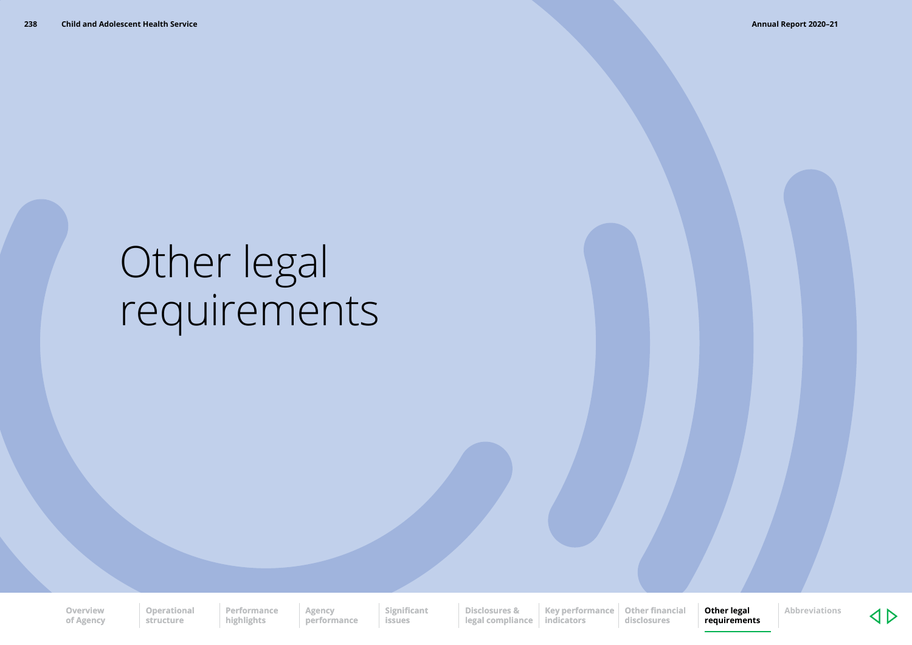# Other legal requirements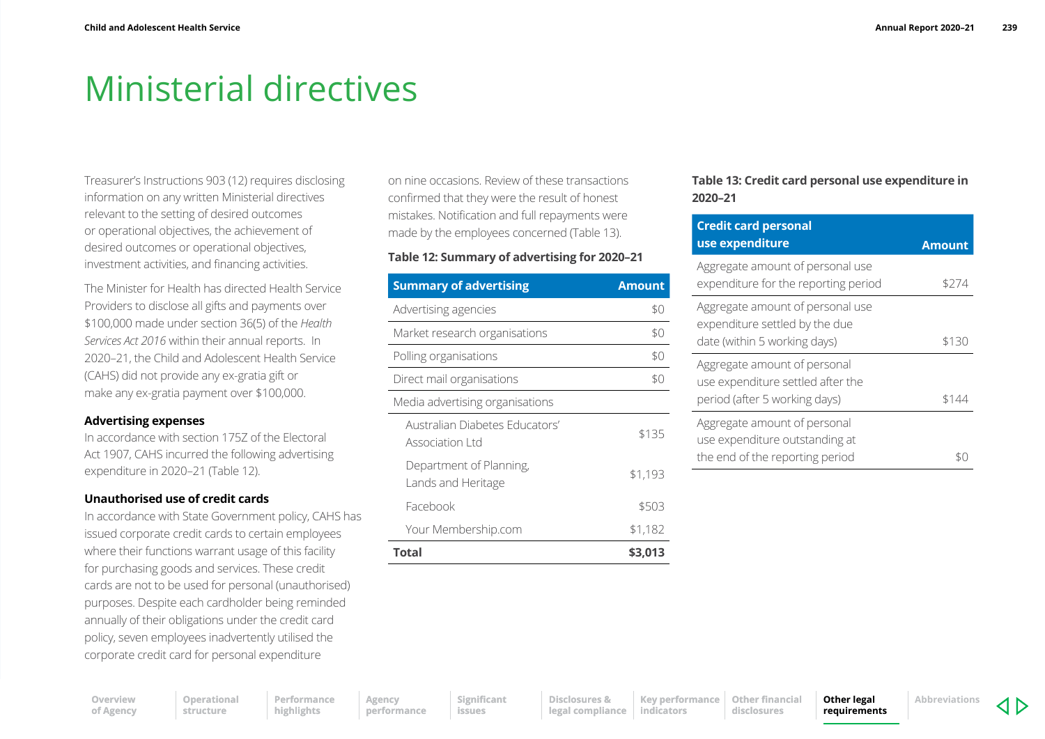# Ministerial directives

Treasurer's Instructions 903 (12) requires disclosing information on any written Ministerial directives relevant to the setting of desired outcomes or operational objectives, the achievement of desired outcomes or operational objectives, investment activities, and financing activities.

The Minister for Health has directed Health Service Providers to disclose all gifts and payments over $100,000 made under section 36(5) of the *Health Services Act 2016* within their annual reports. In 2020–21, the Child and Adolescent Health Service (CAHS) did not provide any ex-gratia gift or make any ex-gratia payment over $100,000.

### Advertising expenses

In accordance with section 175Z of the Electoral Act 1907, CAHS incurred the following advertising expenditure in 2020–21 (Table 12).

### Unauthorised use of credit cards

In accordance with State Government policy, CAHS has issued corporate credit cards to certain employees where their functions warrant usage of this facility for purchasing goods and services. These credit cards are not to be used for personal (unauthorised) purposes. Despite each cardholder being reminded annually of their obligations under the credit card policy, seven employees inadvertently utilised the corporate credit card for personal expenditure on nine occasions. Review of these transactions confirmed that they were the result of honest mistakes. Notification and full repayments were made by the employees concerned (Table 13).

**Table 12: Summary of advertising for 2020–21**

| Summary of advertising | Amount |
|---|---|
| Advertising agencies | $0 |
| Market research organisations | $0 |
| Polling organisations | $0 |
| Direct mail organisations | $0 |
| Media advertising organisations | |
| Australian Diabetes Educators' Association Ltd | $135 |
| Department of Planning, Lands and Heritage | $1,193 |
| Facebook | $503 |
| Your Membership.com | $1,182 |
| **Total** | **$3,013** |

**Table 13: Credit card personal use expenditure in 2020–21**

| Credit card personal use expenditure | Amount |
|---|---|
| Aggregate amount of personal use expenditure for the reporting period | $274 |
| Aggregate amount of personal use expenditure settled by the due date (within 5 working days) | $130 |
| Aggregate amount of personal use expenditure settled after the period (after 5 working days) | $144 |
| Aggregate amount of personal use expenditure outstanding at the end of the reporting period | $0 |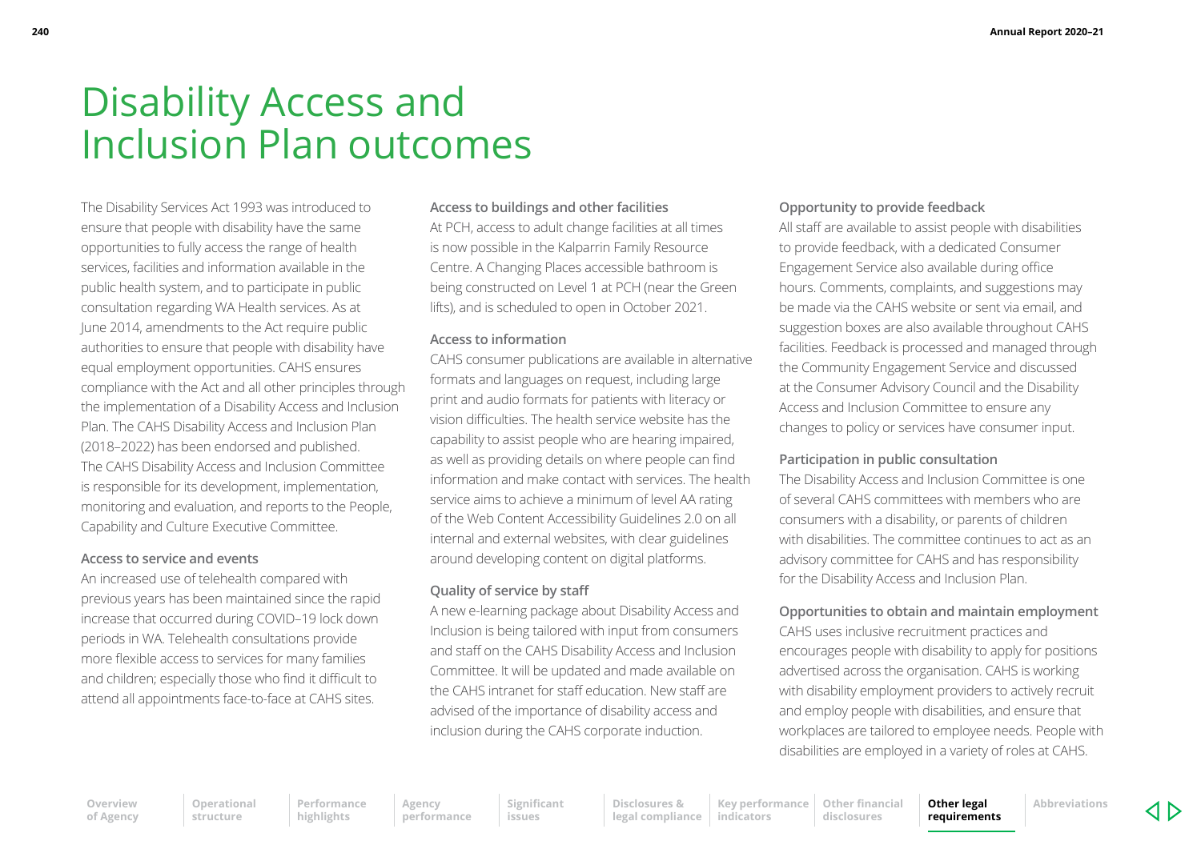# Disability Access and Inclusion Plan outcomes

The Disability Services Act 1993 was introduced to ensure that people with disability have the same opportunities to fully access the range of health services, facilities and information available in the public health system, and to participate in public consultation regarding WA Health services. As at June 2014, amendments to the Act require public authorities to ensure that people with disability have equal employment opportunities. CAHS ensures compliance with the Act and all other principles through the implementation of a Disability Access and Inclusion Plan. The CAHS Disability Access and Inclusion Plan (2018–2022) has been endorsed and published. The CAHS Disability Access and Inclusion Committee is responsible for its development, implementation, monitoring and evaluation, and reports to the People, Capability and Culture Executive Committee.

### Access to service and events

An increased use of telehealth compared with previous years has been maintained since the rapid increase that occurred during COVID–19 lock down periods in WA. Telehealth consultations provide more flexible access to services for many families and children; especially those who find it difficult to attend all appointments face-to-face at CAHS sites.

### Access to buildings and other facilities

At PCH, access to adult change facilities at all times is now possible in the Kalparrin Family Resource Centre. A Changing Places accessible bathroom is being constructed on Level 1 at PCH (near the Green lifts), and is scheduled to open in October 2021.

### Access to information

CAHS consumer publications are available in alternative formats and languages on request, including large print and audio formats for patients with literacy or vision difficulties. The health service website has the capability to assist people who are hearing impaired, as well as providing details on where people can find information and make contact with services. The health service aims to achieve a minimum of level AA rating of the Web Content Accessibility Guidelines 2.0 on all internal and external websites, with clear guidelines around developing content on digital platforms.

### Quality of service by staff

A new e-learning package about Disability Access and Inclusion is being tailored with input from consumers and staff on the CAHS Disability Access and Inclusion Committee. It will be updated and made available on the CAHS intranet for staff education. New staff are advised of the importance of disability access and inclusion during the CAHS corporate induction.

### Opportunity to provide feedback

All staff are available to assist people with disabilities to provide feedback, with a dedicated Consumer Engagement Service also available during office hours. Comments, complaints, and suggestions may be made via the CAHS website or sent via email, and suggestion boxes are also available throughout CAHS facilities. Feedback is processed and managed through the Community Engagement Service and discussed at the Consumer Advisory Council and the Disability Access and Inclusion Committee to ensure any changes to policy or services have consumer input.

### Participation in public consultation

The Disability Access and Inclusion Committee is one of several CAHS committees with members who are consumers with a disability, or parents of children with disabilities. The committee continues to act as an advisory committee for CAHS and has responsibility for the Disability Access and Inclusion Plan.

### Opportunities to obtain and maintain employment

CAHS uses inclusive recruitment practices and encourages people with disability to apply for positions advertised across the organisation. CAHS is working with disability employment providers to actively recruit and employ people with disabilities, and ensure that workplaces are tailored to employee needs. People with disabilities are employed in a variety of roles at CAHS.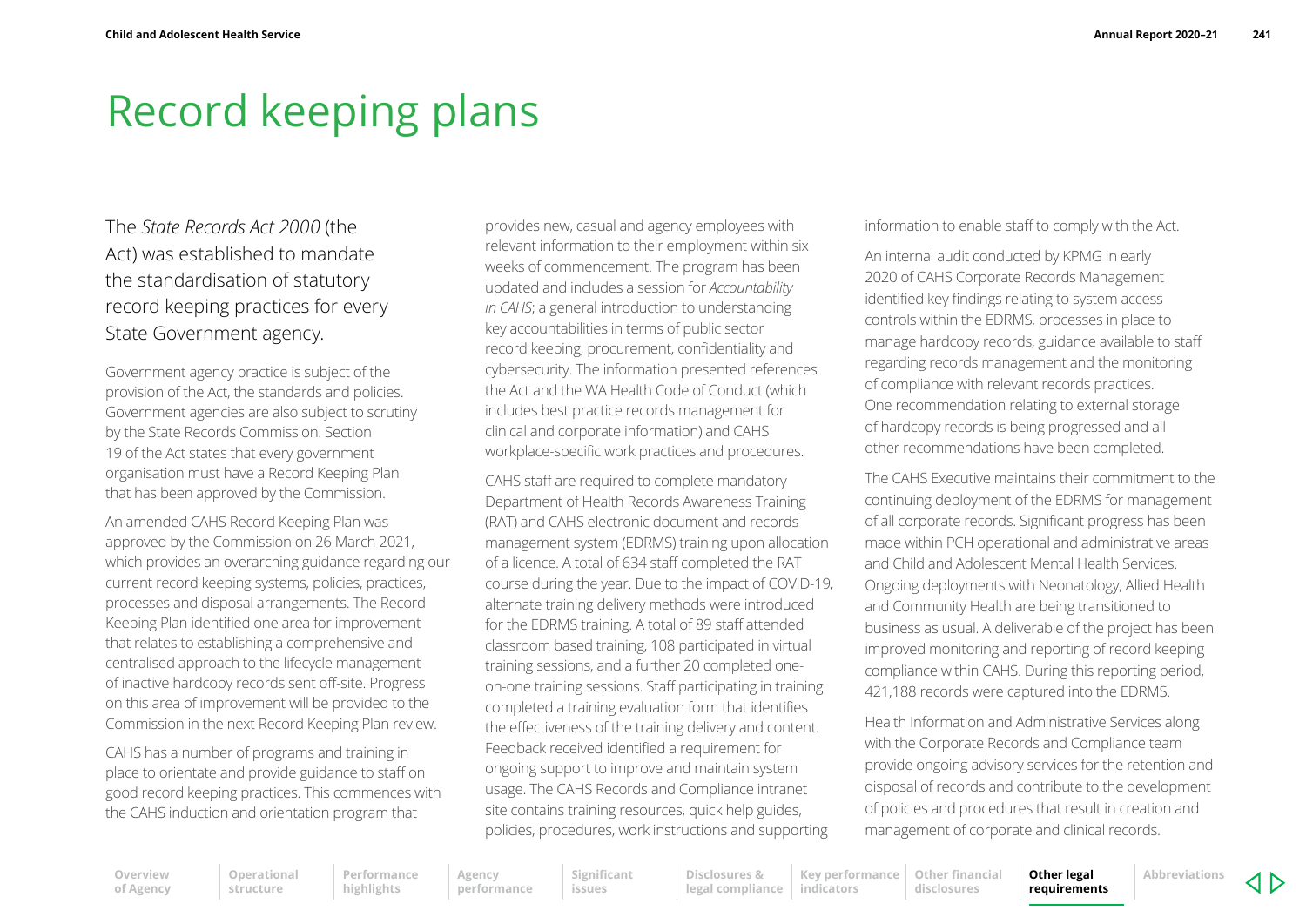# Record keeping plans

The *State Records Act 2000* (the Act) was established to mandate the standardisation of statutory record keeping practices for every State Government agency.

Government agency practice is subject of the provision of the Act, the standards and policies. Government agencies are also subject to scrutiny by the State Records Commission. Section 19 of the Act states that every government organisation must have a Record Keeping Plan that has been approved by the Commission.

An amended CAHS Record Keeping Plan was approved by the Commission on 26 March 2021, which provides an overarching guidance regarding our current record keeping systems, policies, practices, processes and disposal arrangements. The Record Keeping Plan identified one area for improvement that relates to establishing a comprehensive and centralised approach to the lifecycle management of inactive hardcopy records sent off-site. Progress on this area of improvement will be provided to the Commission in the next Record Keeping Plan review.

CAHS has a number of programs and training in place to orientate and provide guidance to staff on good record keeping practices. This commences with the CAHS induction and orientation program that provides new, casual and agency employees with relevant information to their employment within six weeks of commencement. The program has been updated and includes a session for *Accountability in CAHS*; a general introduction to understanding key accountabilities in terms of public sector record keeping, procurement, confidentiality and cybersecurity. The information presented references the Act and the WA Health Code of Conduct (which includes best practice records management for clinical and corporate information) and CAHS workplace-specific work practices and procedures.

CAHS staff are required to complete mandatory Department of Health Records Awareness Training (RAT) and CAHS electronic document and records management system (EDRMS) training upon allocation of a licence. A total of 634 staff completed the RAT course during the year. Due to the impact of COVID-19, alternate training delivery methods were introduced for the EDRMS training. A total of 89 staff attended classroom based training, 108 participated in virtual training sessions, and a further 20 completed one-on-one training sessions. Staff participating in training completed a training evaluation form that identifies the effectiveness of the training delivery and content. Feedback received identified a requirement for ongoing support to improve and maintain system usage. The CAHS Records and Compliance intranet site contains training resources, quick help guides, policies, procedures, work instructions and supporting information to enable staff to comply with the Act.

An internal audit conducted by KPMG in early 2020 of CAHS Corporate Records Management identified key findings relating to system access controls within the EDRMS, processes in place to manage hardcopy records, guidance available to staff regarding records management and the monitoring of compliance with relevant records practices. One recommendation relating to external storage of hardcopy records is being progressed and all other recommendations have been completed.

The CAHS Executive maintains their commitment to the continuing deployment of the EDRMS for management of all corporate records. Significant progress has been made within PCH operational and administrative areas and Child and Adolescent Mental Health Services. Ongoing deployments with Neonatology, Allied Health and Community Health are being transitioned to business as usual. A deliverable of the project has been improved monitoring and reporting of record keeping compliance within CAHS. During this reporting period, 421,188 records were captured into the EDRMS.

Health Information and Administrative Services along with the Corporate Records and Compliance team provide ongoing advisory services for the retention and disposal of records and contribute to the development of policies and procedures that result in creation and management of corporate and clinical records.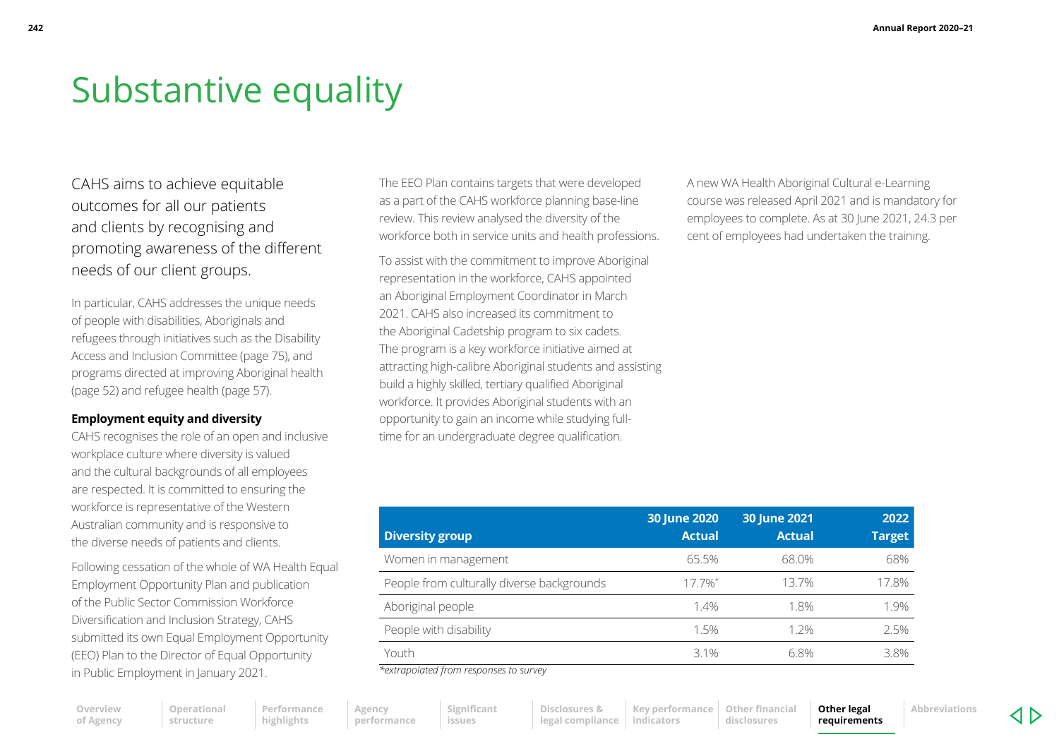# Substantive equality

CAHS aims to achieve equitable outcomes for all our patients and clients by recognising and promoting awareness of the different needs of our client groups.

In particular, CAHS addresses the unique needs of people with disabilities, Aboriginals and refugees through initiatives such as the Disability Access and Inclusion Committee (page 75), and programs directed at improving Aboriginal health (page 52) and refugee health (page 57).

**Employment equity and diversity**

CAHS recognises the role of an open and inclusive workplace culture where diversity is valued and the cultural backgrounds of all employees are respected. It is committed to ensuring the workforce is representative of the Western Australian community and is responsive to the diverse needs of patients and clients.

Following cessation of the whole of WA Health Equal Employment Opportunity Plan and publication of the Public Sector Commission Workforce Diversification and Inclusion Strategy, CAHS submitted its own Equal Employment Opportunity (EEO) Plan to the Director of Equal Opportunity in Public Employment in January 2021.

The EEO Plan contains targets that were developed as a part of the CAHS workforce planning base-line review. This review analysed the diversity of the workforce both in service units and health professions.

To assist with the commitment to improve Aboriginal representation in the workforce, CAHS appointed an Aboriginal Employment Coordinator in March 2021. CAHS also increased its commitment to the Aboriginal Cadetship program to six cadets. The program is a key workforce initiative aimed at attracting high-calibre Aboriginal students and assisting build a highly skilled, tertiary qualified Aboriginal workforce. It provides Aboriginal students with an opportunity to gain an income while studying full-time for an undergraduate degree qualification.

A new WA Health Aboriginal Cultural e-Learning course was released April 2021 and is mandatory for employees to complete. As at 30 June 2021, 24.3 per cent of employees had undertaken the training.

| Diversity group | 30 June 2020 Actual | 30 June 2021 Actual | 2022 Target |
|---|---|---|---|
| Women in management | 65.5% | 68.0% | 68% |
| People from culturally diverse backgrounds | 17.7%* | 13.7% | 17.8% |
| Aboriginal people | 1.4% | 1.8% | 1.9% |
| People with disability | 1.5% | 1.2% | 2.5% |
| Youth | 3.1% | 6.8% | 3.8% |

*\*extrapolated from responses to survey*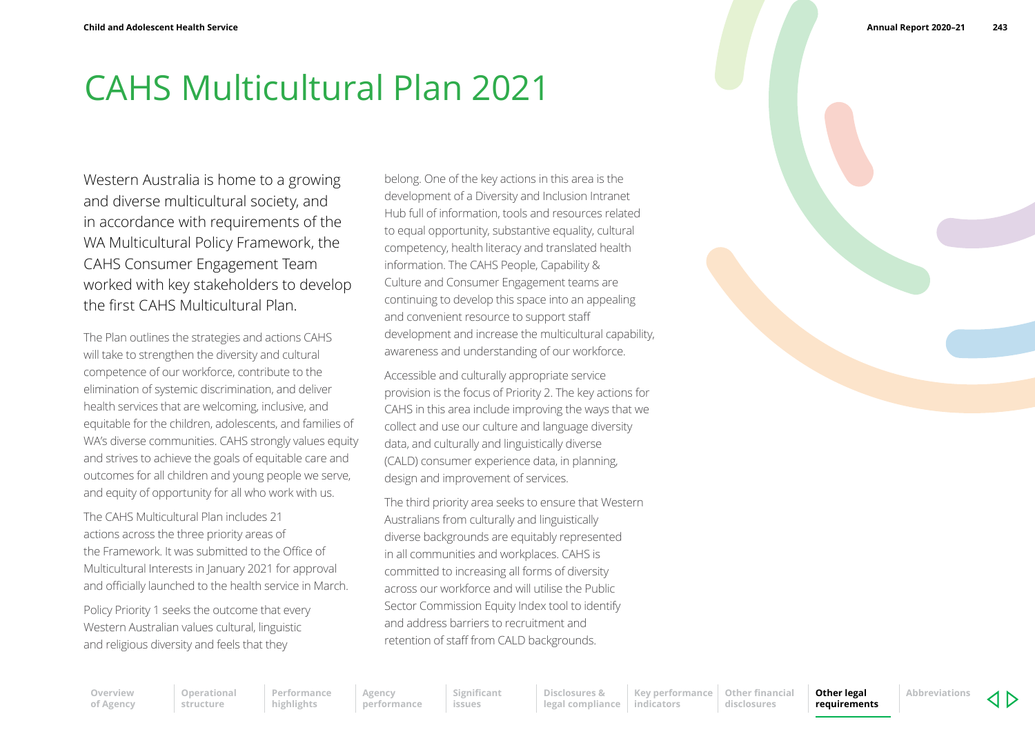# CAHS Multicultural Plan 2021

Western Australia is home to a growing and diverse multicultural society, and in accordance with requirements of the WA Multicultural Policy Framework, the CAHS Consumer Engagement Team worked with key stakeholders to develop the first CAHS Multicultural Plan.

The Plan outlines the strategies and actions CAHS will take to strengthen the diversity and cultural competence of our workforce, contribute to the elimination of systemic discrimination, and deliver health services that are welcoming, inclusive, and equitable for the children, adolescents, and families of WA's diverse communities. CAHS strongly values equity and strives to achieve the goals of equitable care and outcomes for all children and young people we serve, and equity of opportunity for all who work with us.

The CAHS Multicultural Plan includes 21 actions across the three priority areas of the Framework. It was submitted to the Office of Multicultural Interests in January 2021 for approval and officially launched to the health service in March.

Policy Priority 1 seeks the outcome that every Western Australian values cultural, linguistic and religious diversity and feels that they belong. One of the key actions in this area is the development of a Diversity and Inclusion Intranet Hub full of information, tools and resources related to equal opportunity, substantive equality, cultural competency, health literacy and translated health information. The CAHS People, Capability & Culture and Consumer Engagement teams are continuing to develop this space into an appealing and convenient resource to support staff development and increase the multicultural capability, awareness and understanding of our workforce.

Accessible and culturally appropriate service provision is the focus of Priority 2. The key actions for CAHS in this area include improving the ways that we collect and use our culture and language diversity data, and culturally and linguistically diverse (CALD) consumer experience data, in planning, design and improvement of services.

The third priority area seeks to ensure that Western Australians from culturally and linguistically diverse backgrounds are equitably represented in all communities and workplaces. CAHS is committed to increasing all forms of diversity across our workforce and will utilise the Public Sector Commission Equity Index tool to identify and address barriers to recruitment and retention of staff from CALD backgrounds.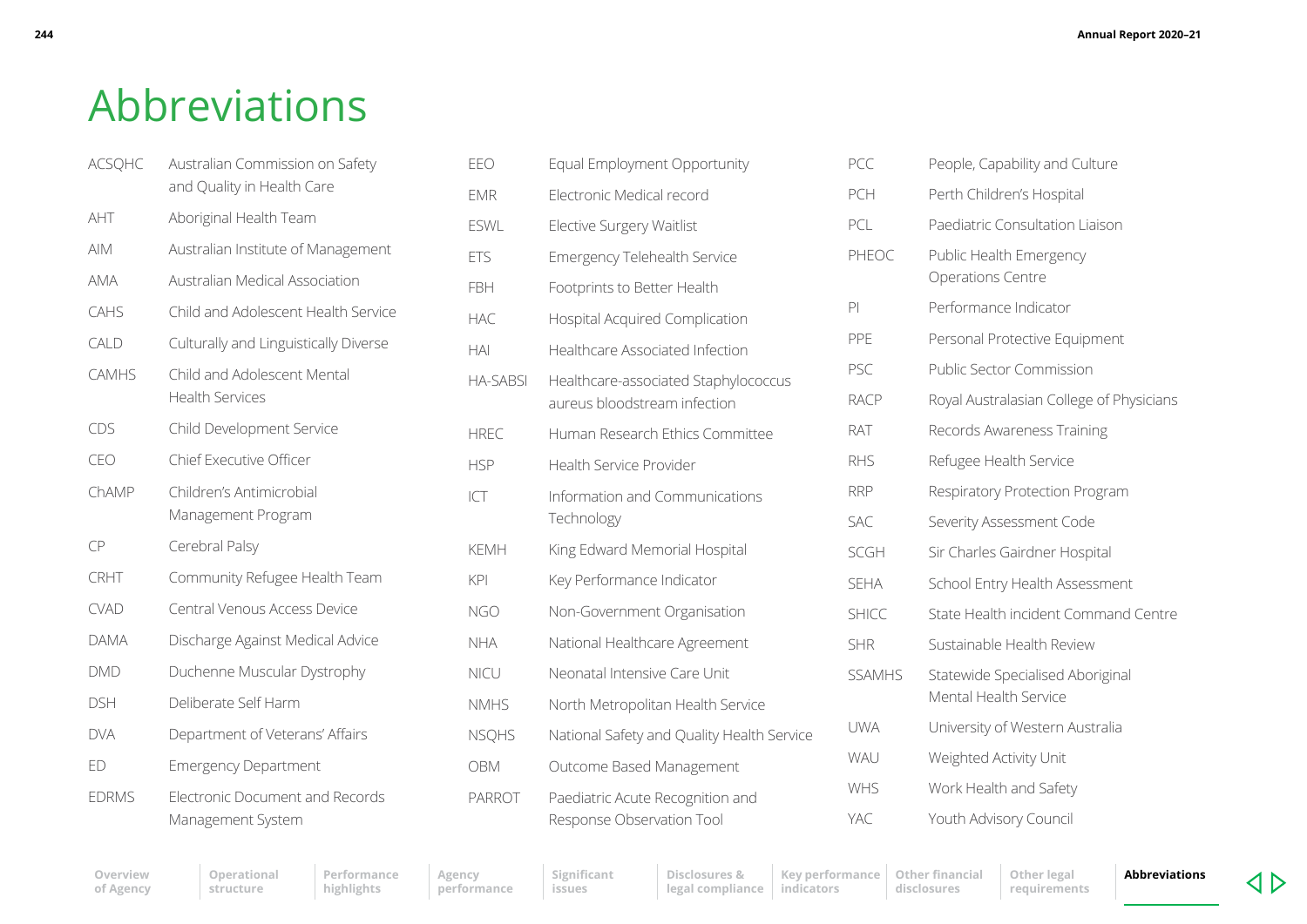# Abbreviations

| | |
|---|---|
| ACSQHC | Australian Commission on Safety and Quality in Health Care |
| AHT | Aboriginal Health Team |
| AIM | Australian Institute of Management |
| AMA | Australian Medical Association |
| CAHS | Child and Adolescent Health Service |
| CALD | Culturally and Linguistically Diverse |
| CAMHS | Child and Adolescent Mental Health Services |
| CDS | Child Development Service |
| CEO | Chief Executive Officer |
| ChAMP | Children's Antimicrobial Management Program |
| CP | Cerebral Palsy |
| CRHT | Community Refugee Health Team |
| CVAD | Central Venous Access Device |
| DAMA | Discharge Against Medical Advice |
| DMD | Duchenne Muscular Dystrophy |
| DSH | Deliberate Self Harm |
| DVA | Department of Veterans' Affairs |
| ED | Emergency Department |
| EDRMS | Electronic Document and Records Management System |
| EEO | Equal Employment Opportunity |
| EMR | Electronic Medical record |
| ESWL | Elective Surgery Waitlist |
| ETS | Emergency Telehealth Service |
| FBH | Footprints to Better Health |
| HAC | Hospital Acquired Complication |
| HAI | Healthcare Associated Infection |
| HA-SABSI | Healthcare-associated Staphylococcus aureus bloodstream infection |
| HREC | Human Research Ethics Committee |
| HSP | Health Service Provider |
| ICT | Information and Communications Technology |
| KEMH | King Edward Memorial Hospital |
| KPI | Key Performance Indicator |
| NGO | Non-Government Organisation |
| NHA | National Healthcare Agreement |
| NICU | Neonatal Intensive Care Unit |
| NMHS | North Metropolitan Health Service |
| NSQHS | National Safety and Quality Health Service |
| OBM | Outcome Based Management |
| PARROT | Paediatric Acute Recognition and Response Observation Tool |
| PCC | People, Capability and Culture |
| PCH | Perth Children's Hospital |
| PCL | Paediatric Consultation Liaison |
| PHEOC | Public Health Emergency Operations Centre |
| PI | Performance Indicator |
| PPE | Personal Protective Equipment |
| PSC | Public Sector Commission |
| RACP | Royal Australasian College of Physicians |
| RAT | Records Awareness Training |
| RHS | Refugee Health Service |
| RRP | Respiratory Protection Program |
| SAC | Severity Assessment Code |
| SCGH | Sir Charles Gairdner Hospital |
| SEHA | School Entry Health Assessment |
| SHICC | State Health incident Command Centre |
| SHR | Sustainable Health Review |
| SSAMHS | Statewide Specialised Aboriginal Mental Health Service |
| UWA | University of Western Australia |
| WAU | Weighted Activity Unit |
| WHS | Work Health and Safety |
| YAC | Youth Advisory Council |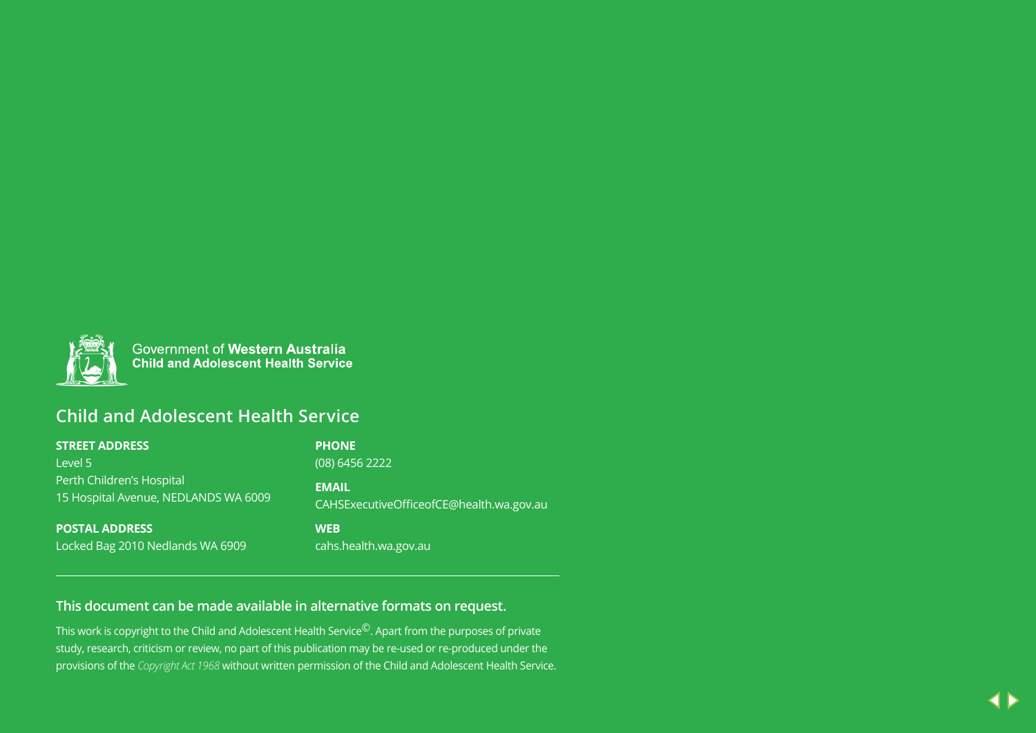Government of **Western Australia**
**Child and Adolescent Health Service**

## Child and Adolescent Health Service

**STREET ADDRESS**
Level 5
Perth Children's Hospital
15 Hospital Avenue, NEDLANDS WA 6009

**POSTAL ADDRESS**
Locked Bag 2010 Nedlands WA 6909

**PHONE**
(08) 6456 2222

**EMAIL**
CAHSExecutiveOfficeofCE@health.wa.gov.au

**WEB**
cahs.health.wa.gov.au

---

**This document can be made available in alternative formats on request.**

This work is copyright to the Child and Adolescent Health Service©. Apart from the purposes of private study, research, criticism or review, no part of this publication may be re-used or re-produced under the provisions of the *Copyright Act 1968* without written permission of the Child and Adolescent Health Service.